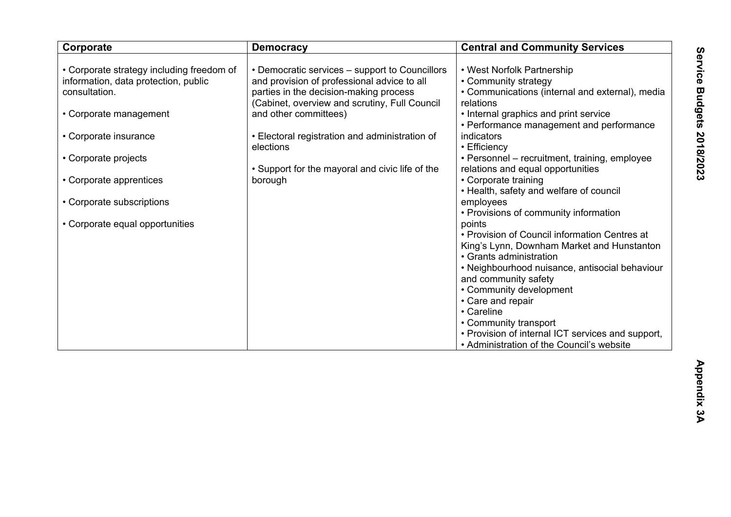| Corporate | Democracy | Central and Community Services |
| --- | --- | --- |
| • Corporate strategy including freedom of information, data protection, public consultation.<br><br>• Corporate management<br><br>• Corporate insurance<br><br>• Corporate projects<br><br>• Corporate apprentices<br><br>• Corporate subscriptions<br><br>• Corporate equal opportunities | • Democratic services – support to Councillors and provision of professional advice to all parties in the decision-making process (Cabinet, overview and scrutiny, Full Council and other committees)<br><br>• Electoral registration and administration of elections<br><br>• Support for the mayoral and civic life of the borough | • West Norfolk Partnership<br>• Community strategy<br>• Communications (internal and external), media relations<br>• Internal graphics and print service<br>• Performance management and performance indicators<br>• Efficiency<br>• Personnel – recruitment, training, employee relations and equal opportunities<br>• Corporate training<br>• Health, safety and welfare of council employees<br>• Provisions of community information points<br>• Provision of Council information Centres at King's Lynn, Downham Market and Hunstanton<br>• Grants administration<br>• Neighbourhood nuisance, antisocial behaviour and community safety<br>• Community development<br>• Care and repair<br>• Careline<br>• Community transport<br>• Provision of internal ICT services and support,<br>• Administration of the Council's website |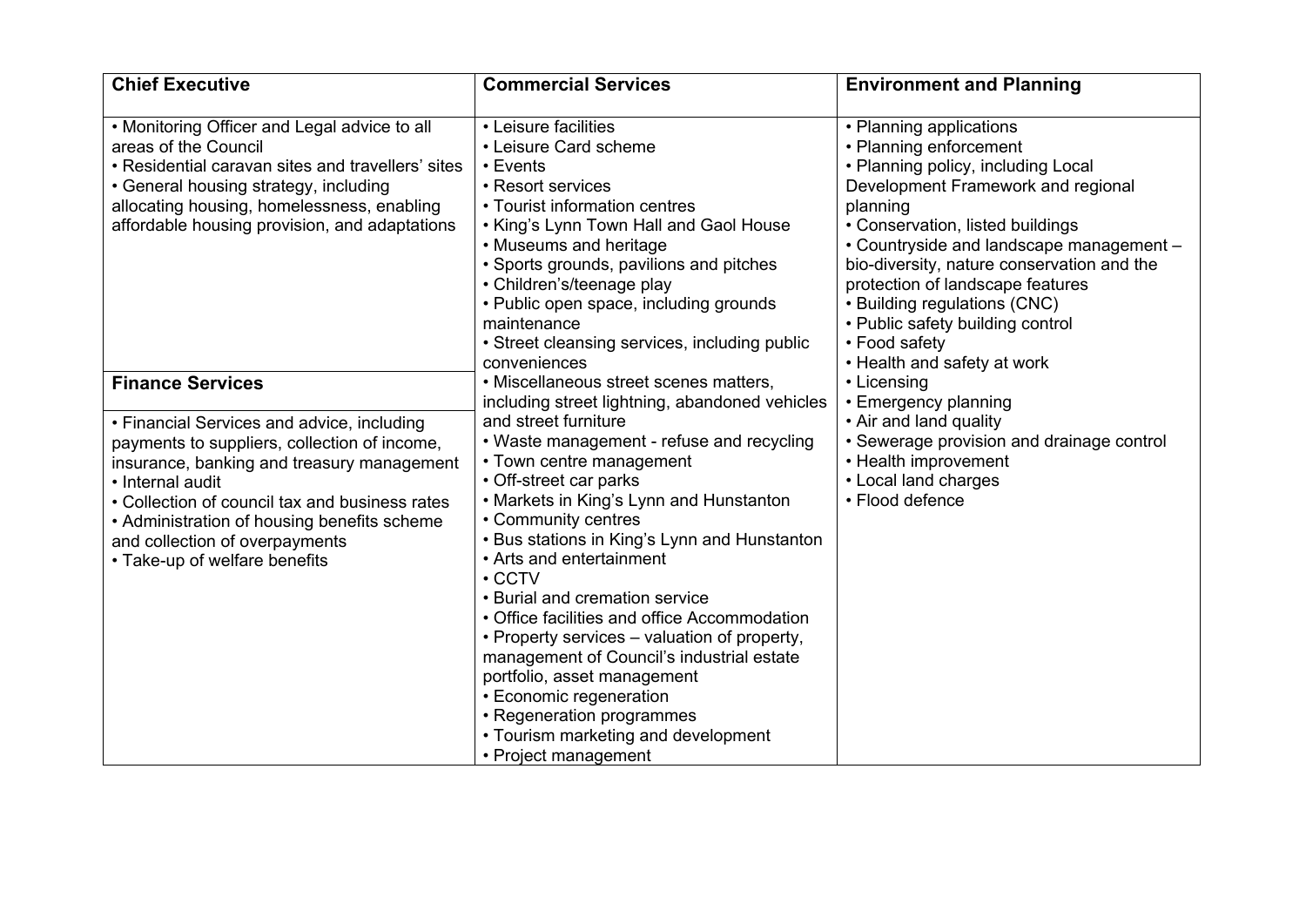| Chief Executive | Commercial Services | Environment and Planning |
| --- | --- | --- |
| • Monitoring Officer and Legal advice to all areas of the Council<br>• Residential caravan sites and travellers' sites<br>• General housing strategy, including allocating housing, homelessness, enabling affordable housing provision, and adaptations<br><br>**Finance Services**<br><br>• Financial Services and advice, including payments to suppliers, collection of income, insurance, banking and treasury management<br>• Internal audit<br>• Collection of council tax and business rates<br>• Administration of housing benefits scheme and collection of overpayments<br>• Take-up of welfare benefits | • Leisure facilities<br>• Leisure Card scheme<br>• Events<br>• Resort services<br>• Tourist information centres<br>• King's Lynn Town Hall and Gaol House<br>• Museums and heritage<br>• Sports grounds, pavilions and pitches<br>• Children's/teenage play<br>• Public open space, including grounds maintenance<br>• Street cleansing services, including public conveniences<br>• Miscellaneous street scenes matters, including street lightning, abandoned vehicles and street furniture<br>• Waste management - refuse and recycling<br>• Town centre management<br>• Off-street car parks<br>• Markets in King's Lynn and Hunstanton<br>• Community centres<br>• Bus stations in King's Lynn and Hunstanton<br>• Arts and entertainment<br>• CCTV<br>• Burial and cremation service<br>• Office facilities and office Accommodation<br>• Property services – valuation of property, management of Council's industrial estate portfolio, asset management<br>• Economic regeneration<br>• Regeneration programmes<br>• Tourism marketing and development<br>• Project management | • Planning applications<br>• Planning enforcement<br>• Planning policy, including Local Development Framework and regional planning<br>• Conservation, listed buildings<br>• Countryside and landscape management – bio-diversity, nature conservation and the protection of landscape features<br>• Building regulations (CNC)<br>• Public safety building control<br>• Food safety<br>• Health and safety at work<br>• Licensing<br>• Emergency planning<br>• Air and land quality<br>• Sewerage provision and drainage control<br>• Health improvement<br>• Local land charges<br>• Flood defence |